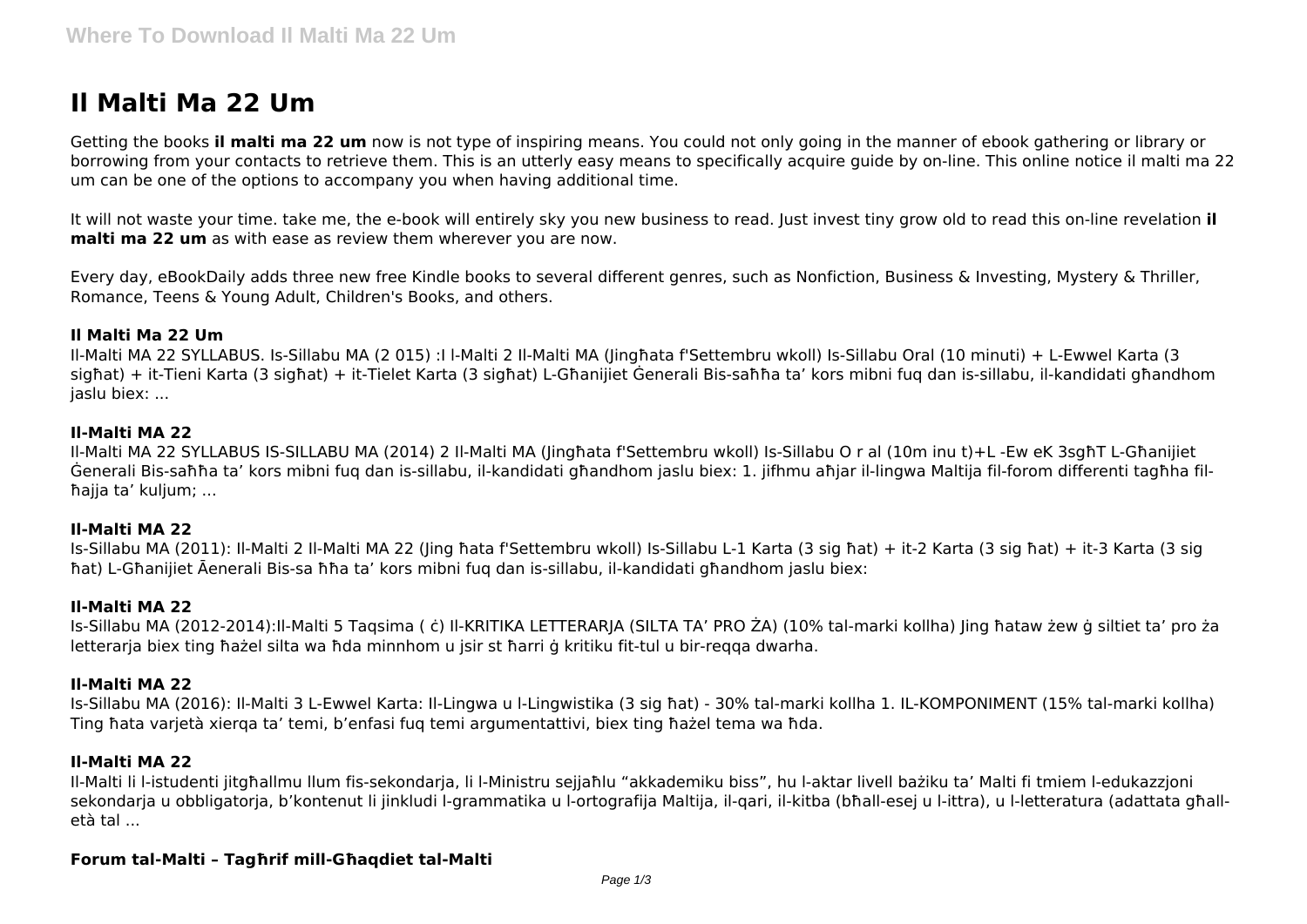# Il Malti Ma 22 Um

Getting the books **il malti ma 22 um** now is not type of inspiring means. You could not only going in the manner of ebook gathering or library or borrowing from your contacts to retrieve them. This is an utterly easy means to specifically acquire guide by on-line. This online notice il malti ma 22 um can be one of the options to accompany you when having additional time.

It will not waste your time. take me, the e-book will entirely sky you new business to read. Just invest tiny grow old to read this on-line revelation **il malti ma 22 um** as with ease as review them wherever you are now.

Every day, eBookDaily adds three new free Kindle books to several different genres, such as Nonfiction, Business & Investing, Mystery & Thriller, Romance, Teens & Young Adult, Children's Books, and others.

#### Il Malti Ma 22 Um

Il-Malti MA 22 SYLLABUS. Is-Sillabu MA (2 015) :I l-Malti 2 Il-Malti MA (Jingħata f'Settembru wkoll) Is-Sillabu Oral (10 minuti) + L-Ewwel Karta (3 sigħat) + it-Tieni Karta (3 sigħat) + it-Tielet Karta (3 sigħat) L-Għanijiet Ġenerali Bis-saħħa ta' kors mibni fuq dan is-sillabu, il-kandidati għandhom jaslu biex: ...

#### Il-Malti MA 22

Il-Malti MA 22 SYLLABUS IS-SILLABU MA (2014) 2 Il-Malti MA (Jingħata f'Settembru wkoll) Is-Sillabu O r al (10m inu t)+L -Ew eK 3sgħT L-Għanijiet Ġenerali Bis-saħħa ta' kors mibni fuq dan is-sillabu, il-kandidati għandhom jaslu biex: 1. jifhmu aħjar il-lingwa Maltija fil-forom differenti tagħha fil-ħajja ta' kuljum; ...

#### Il-Malti MA 22

Is-Sillabu MA (2011): Il-Malti 2 Il-Malti MA 22 (Jing ħata f'Settembru wkoll) Is-Sillabu L-1 Karta (3 sig ħat) + it-2 Karta (3 sig ħat) + it-3 Karta (3 sig ħat) L-Għanijiet Āenerali Bis-sa ħħa ta' kors mibni fuq dan is-sillabu, il-kandidati għandhom jaslu biex:

#### Il-Malti MA 22

Is-Sillabu MA (2012-2014):Il-Malti 5 Taqsima ( ċ) Il-KRITIKA LETTERARJA (SILTA TA' PRO ŻA) (10% tal-marki kollha) Jing ħataw żew ġ siltiet ta' pro ża letterarja biex ting ħażel silta wa ħda minnhom u jsir st ħarri ġ kritiku fit-tul u bir-reqqa dwarha.

#### Il-Malti MA 22

Is-Sillabu MA (2016): Il-Malti 3 L-Ewwel Karta: Il-Lingwa u l-Lingwistika (3 sig ħat) - 30% tal-marki kollha 1. IL-KOMPONIMENT (15% tal-marki kollha) Ting ħata varjetà xierqa ta' temi, b'enfasi fuq temi argumentattivi, biex ting ħażel tema wa ħda.

#### Il-Malti MA 22

Il-Malti li l-istudenti jitgħallmu llum fis-sekondarja, li l-Ministru sejjaħlu "akkademiku biss", hu l-aktar livell bażiku ta' Malti fi tmiem l-edukazzjoni sekondarja u obbligatorja, b'kontenut li jinkludi l-grammatika u l-ortografija Maltija, il-qari, il-kitba (bħall-esej u l-ittra), u l-letteratura (adattata għall-età tal ...

#### Forum tal-Malti – Tagħrif mill-Għaqdiet tal-Malti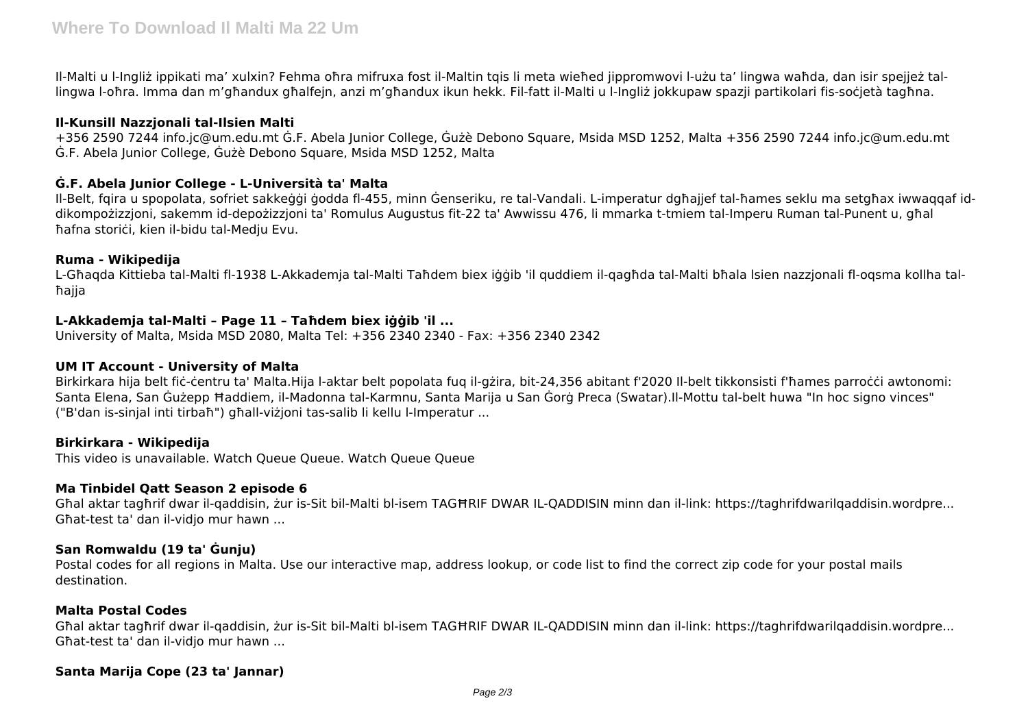Il-Malti u l-Ingliż ippikati ma' xulxin? Fehma oħra mifruxa fost il-Maltin tqis li meta wieħed jippromwovi l-użu ta' lingwa waħda, dan isir spejjeż tal-lingwa l-oħra. Imma dan m'għandux għalfejn, anzi m'għandux ikun hekk. Fil-fatt il-Malti u l-Ingliż jokkupaw spazji partikolari fis-soċjetà tagħna.

### Il-Kunsill Nazzjonali tal-Ilsien Malti

+356 2590 7244 info.jc@um.edu.mt Ġ.F. Abela Junior College, Ġużè Debono Square, Msida MSD 1252, Malta +356 2590 7244 info.jc@um.edu.mt Ġ.F. Abela Junior College, Ġużè Debono Square, Msida MSD 1252, Malta

### Ġ.F. Abela Junior College - L-Università ta' Malta

Il-Belt, fqira u spopolata, sofriet sakkeġġi ġodda fl-455, minn Ġenseriku, re tal-Vandali. L-imperatur dgħajjef tal-ħames seklu ma setgħax iwwaqqaf id-dikompożizzjoni, sakemm id-depożizzjoni ta' Romulus Augustus fit-22 ta' Awwissu 476, li mmarka t-tmiem tal-Imperu Ruman tal-Punent u, għal ħafna storiċi, kien il-bidu tal-Medju Evu.

### Ruma - Wikipedija

L-Għaqda Kittieba tal-Malti fl-1938 L-Akkademja tal-Malti Taħdem biex iġġib 'il quddiem il-qagħda tal-Malti bħala lsien nazzjonali fl-oqsma kollha tal-ħajja

### L-Akkademja tal-Malti – Page 11 – Taħdem biex iġġib 'il ...

University of Malta, Msida MSD 2080, Malta Tel: +356 2340 2340 - Fax: +356 2340 2342

### UM IT Account - University of Malta

Birkirkara hija belt fiċ-ċentru ta' Malta.Hija l-aktar belt popolata fuq il-gżira, bit-24,356 abitant f'2020 Il-belt tikkonsisti f'ħames parroċċi awtonomi: Santa Elena, San Ġużepp Ħaddiem, il-Madonna tal-Karmnu, Santa Marija u San Ġorġ Preca (Swatar).Il-Mottu tal-belt huwa "In hoc signo vinces" ("B'dan is-sinjal inti tirbaħ") għall-viżjoni tas-salib li kellu l-Imperatur ...

### Birkirkara - Wikipedija

This video is unavailable. Watch Queue Queue. Watch Queue Queue

### Ma Tinbidel Qatt Season 2 episode 6

Għal aktar tagħrif dwar il-qaddisin, żur is-Sit bil-Malti bl-isem TAGĦRIF DWAR IL-QADDISIN minn dan il-link: https://taghrifdwarilqaddisin.wordpre... Għat-test ta' dan il-vidjo mur hawn ...

### San Romwaldu (19 ta' Ġunju)

Postal codes for all regions in Malta. Use our interactive map, address lookup, or code list to find the correct zip code for your postal mails destination.

### Malta Postal Codes

Għal aktar tagħrif dwar il-qaddisin, żur is-Sit bil-Malti bl-isem TAGĦRIF DWAR IL-QADDISIN minn dan il-link: https://taghrifdwarilqaddisin.wordpre... Għat-test ta' dan il-vidjo mur hawn ...

### Santa Marija Cope (23 ta' Jannar)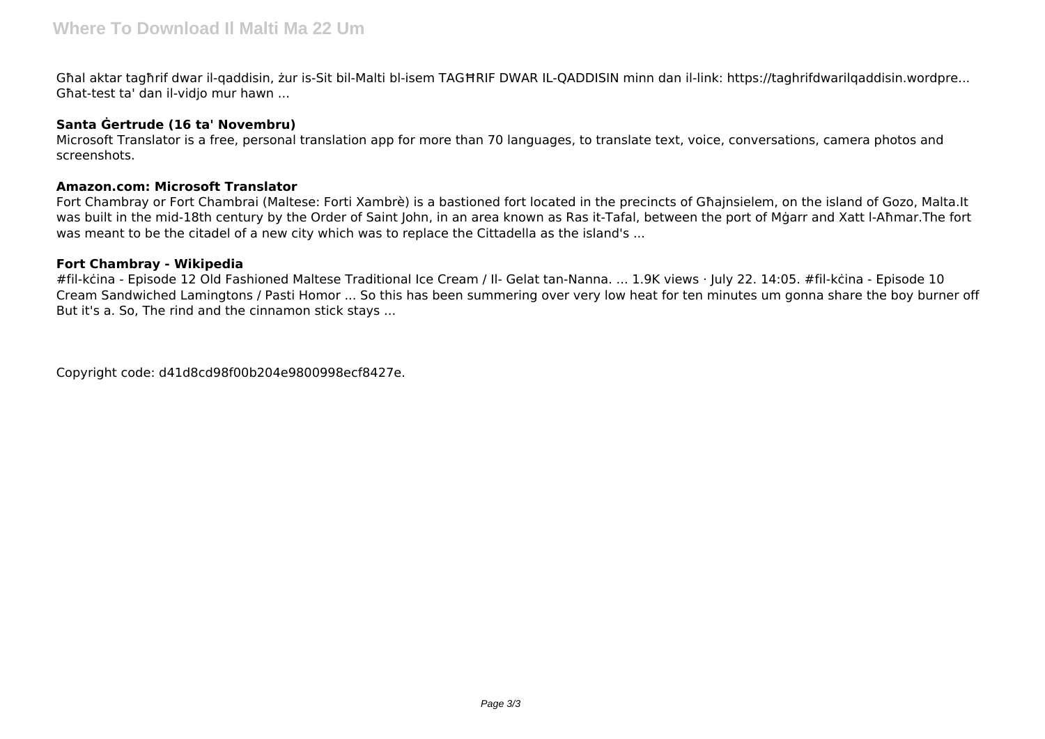Għal aktar tagħrif dwar il-qaddisin, żur is-Sit bil-Malti bl-isem TAGĦRIF DWAR IL-QADDISIN minn dan il-link: https://taghrifdwarilqaddisin.wordpre... Għat-test ta' dan il-vidjo mur hawn ...

**Santa Ġertrude (16 ta' Novembru)**

Microsoft Translator is a free, personal translation app for more than 70 languages, to translate text, voice, conversations, camera photos and screenshots.

**Amazon.com: Microsoft Translator**

Fort Chambray or Fort Chambrai (Maltese: Forti Xambrè) is a bastioned fort located in the precincts of Għajnsielem, on the island of Gozo, Malta.It was built in the mid-18th century by the Order of Saint John, in an area known as Ras it-Tafal, between the port of Mġarr and Xatt l-Aħmar.The fort was meant to be the citadel of a new city which was to replace the Cittadella as the island's ...

**Fort Chambray - Wikipedia**

#fil-kċina - Episode 12 Old Fashioned Maltese Traditional Ice Cream / Il- Gelat tan-Nanna. ... 1.9K views · July 22. 14:05. #fil-kċina - Episode 10 Cream Sandwiched Lamingtons / Pasti Homor ... So this has been summering over very low heat for ten minutes um gonna share the boy burner off But it's a. So, The rind and the cinnamon stick stays ...

Copyright code: d41d8cd98f00b204e9800998ecf8427e.